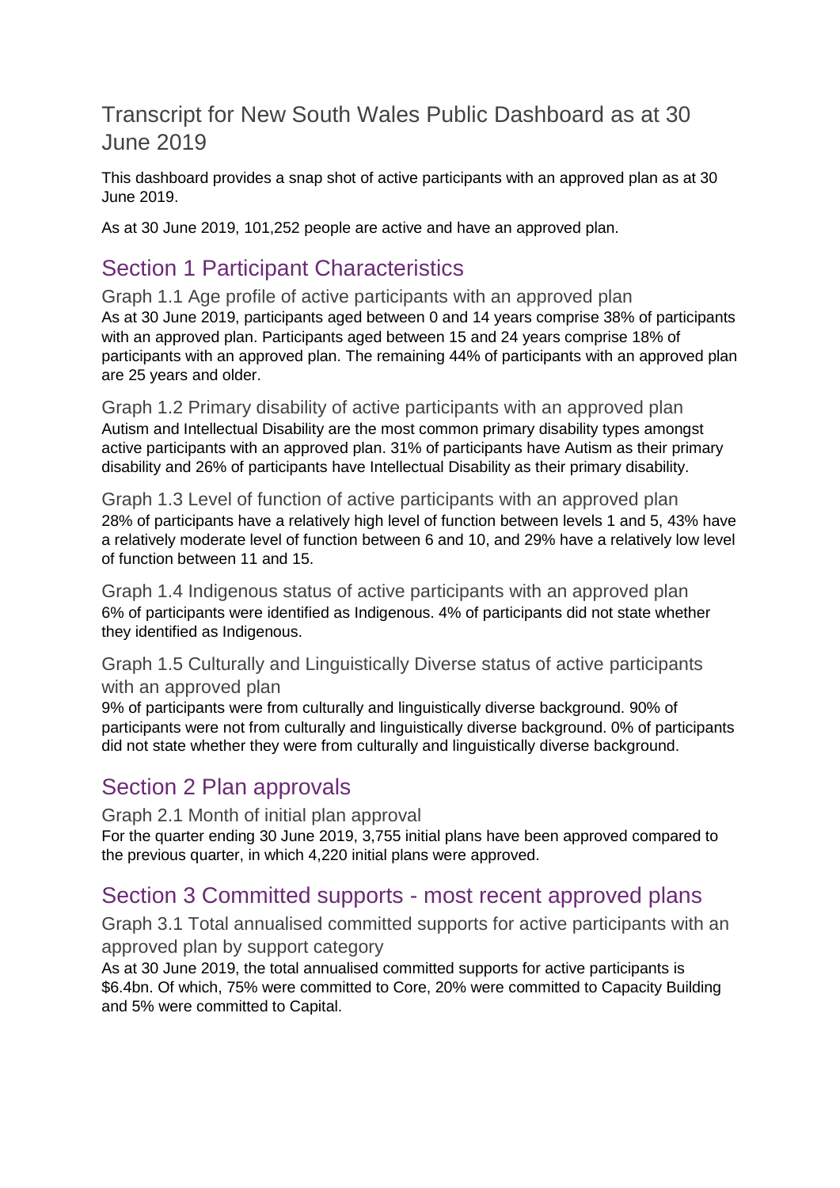# Transcript for New South Wales Public Dashboard as at 30 June 2019

This dashboard provides a snap shot of active participants with an approved plan as at 30 June 2019.

As at 30 June 2019, 101,252 people are active and have an approved plan.

## Section 1 Participant Characteristics

### Graph 1.1 Age profile of active participants with an approved plan

As at 30 June 2019, participants aged between 0 and 14 years comprise 38% of participants with an approved plan. Participants aged between 15 and 24 years comprise 18% of participants with an approved plan. The remaining 44% of participants with an approved plan are 25 years and older.

### Graph 1.2 Primary disability of active participants with an approved plan

Autism and Intellectual Disability are the most common primary disability types amongst active participants with an approved plan. 31% of participants have Autism as their primary disability and 26% of participants have Intellectual Disability as their primary disability.

### Graph 1.3 Level of function of active participants with an approved plan

28% of participants have a relatively high level of function between levels 1 and 5, 43% have a relatively moderate level of function between 6 and 10, and 29% have a relatively low level of function between 11 and 15.

### Graph 1.4 Indigenous status of active participants with an approved plan

6% of participants were identified as Indigenous. 4% of participants did not state whether they identified as Indigenous.

### Graph 1.5 Culturally and Linguistically Diverse status of active participants with an approved plan

9% of participants were from culturally and linguistically diverse background. 90% of participants were not from culturally and linguistically diverse background. 0% of participants did not state whether they were from culturally and linguistically diverse background.

## Section 2 Plan approvals

### Graph 2.1 Month of initial plan approval

For the quarter ending 30 June 2019, 3,755 initial plans have been approved compared to the previous quarter, in which 4,220 initial plans were approved.

## Section 3 Committed supports - most recent approved plans

### Graph 3.1 Total annualised committed supports for active participants with an approved plan by support category

As at 30 June 2019, the total annualised committed supports for active participants is $6.4bn. Of which, 75% were committed to Core, 20% were committed to Capacity Building and 5% were committed to Capital.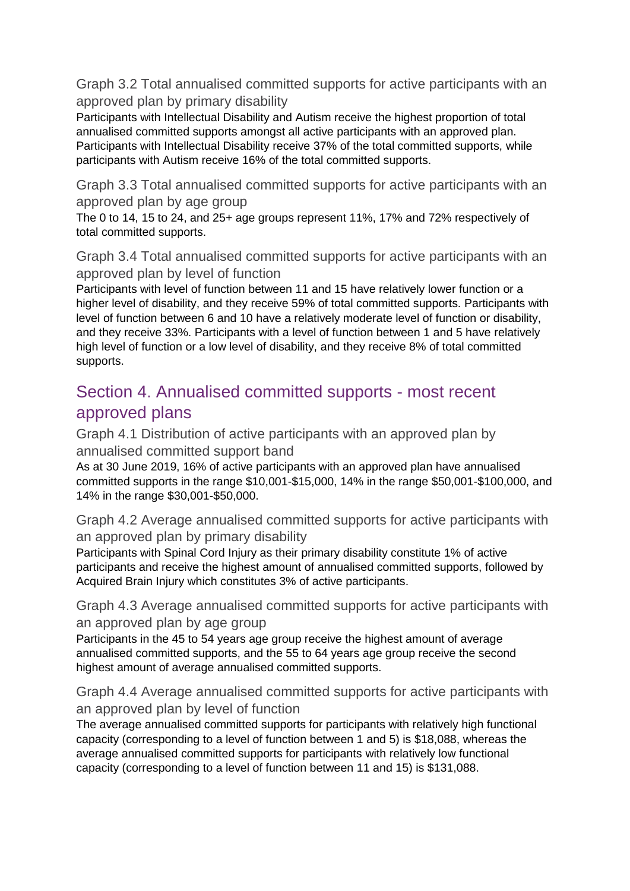### Graph 3.2 Total annualised committed supports for active participants with an approved plan by primary disability

Participants with Intellectual Disability and Autism receive the highest proportion of total annualised committed supports amongst all active participants with an approved plan. Participants with Intellectual Disability receive 37% of the total committed supports, while participants with Autism receive 16% of the total committed supports.

### Graph 3.3 Total annualised committed supports for active participants with an approved plan by age group

The 0 to 14, 15 to 24, and 25+ age groups represent 11%, 17% and 72% respectively of total committed supports.

### Graph 3.4 Total annualised committed supports for active participants with an approved plan by level of function

Participants with level of function between 11 and 15 have relatively lower function or a higher level of disability, and they receive 59% of total committed supports. Participants with level of function between 6 and 10 have a relatively moderate level of function or disability, and they receive 33%. Participants with a level of function between 1 and 5 have relatively high level of function or a low level of disability, and they receive 8% of total committed supports.

## Section 4. Annualised committed supports - most recent approved plans

### Graph 4.1 Distribution of active participants with an approved plan by annualised committed support band

As at 30 June 2019, 16% of active participants with an approved plan have annualised committed supports in the range $10,001-$15,000, 14% in the range $50,001-$100,000, and 14% in the range $30,001-$50,000.

### Graph 4.2 Average annualised committed supports for active participants with an approved plan by primary disability

Participants with Spinal Cord Injury as their primary disability constitute 1% of active participants and receive the highest amount of annualised committed supports, followed by Acquired Brain Injury which constitutes 3% of active participants.

### Graph 4.3 Average annualised committed supports for active participants with an approved plan by age group

Participants in the 45 to 54 years age group receive the highest amount of average annualised committed supports, and the 55 to 64 years age group receive the second highest amount of average annualised committed supports.

### Graph 4.4 Average annualised committed supports for active participants with an approved plan by level of function

The average annualised committed supports for participants with relatively high functional capacity (corresponding to a level of function between 1 and 5) is $18,088, whereas the average annualised committed supports for participants with relatively low functional capacity (corresponding to a level of function between 11 and 15) is $131,088.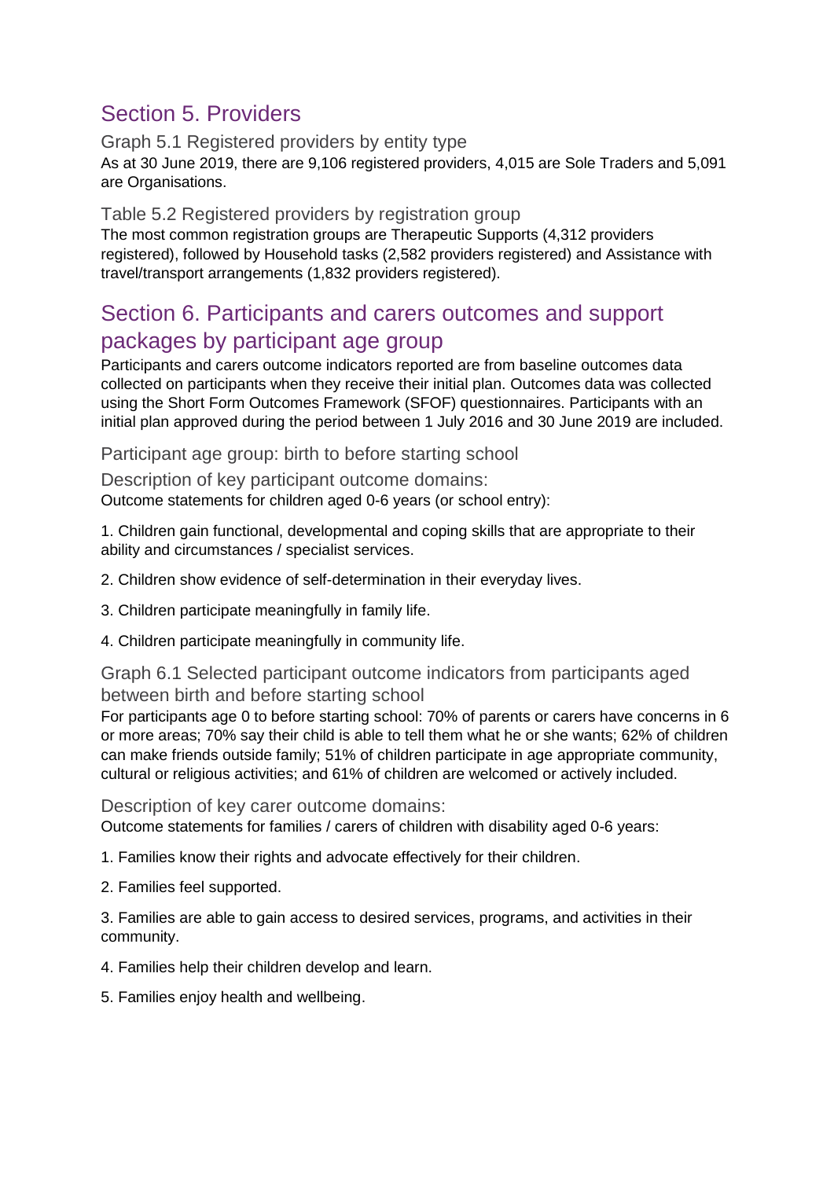## Section 5. Providers

### Graph 5.1 Registered providers by entity type

As at 30 June 2019, there are 9,106 registered providers, 4,015 are Sole Traders and 5,091 are Organisations.

### Table 5.2 Registered providers by registration group

The most common registration groups are Therapeutic Supports (4,312 providers registered), followed by Household tasks (2,582 providers registered) and Assistance with travel/transport arrangements (1,832 providers registered).

## Section 6. Participants and carers outcomes and support packages by participant age group

Participants and carers outcome indicators reported are from baseline outcomes data collected on participants when they receive their initial plan. Outcomes data was collected using the Short Form Outcomes Framework (SFOF) questionnaires. Participants with an initial plan approved during the period between 1 July 2016 and 30 June 2019 are included.

### Participant age group: birth to before starting school

### Description of key participant outcome domains:

Outcome statements for children aged 0-6 years (or school entry):

1. Children gain functional, developmental and coping skills that are appropriate to their ability and circumstances / specialist services.
2. Children show evidence of self-determination in their everyday lives.
3. Children participate meaningfully in family life.
4. Children participate meaningfully in community life.

### Graph 6.1 Selected participant outcome indicators from participants aged between birth and before starting school

For participants age 0 to before starting school: 70% of parents or carers have concerns in 6 or more areas; 70% say their child is able to tell them what he or she wants; 62% of children can make friends outside family; 51% of children participate in age appropriate community, cultural or religious activities; and 61% of children are welcomed or actively included.

### Description of key carer outcome domains:

Outcome statements for families / carers of children with disability aged 0-6 years:

1. Families know their rights and advocate effectively for their children.
2. Families feel supported.
3. Families are able to gain access to desired services, programs, and activities in their community.
4. Families help their children develop and learn.
5. Families enjoy health and wellbeing.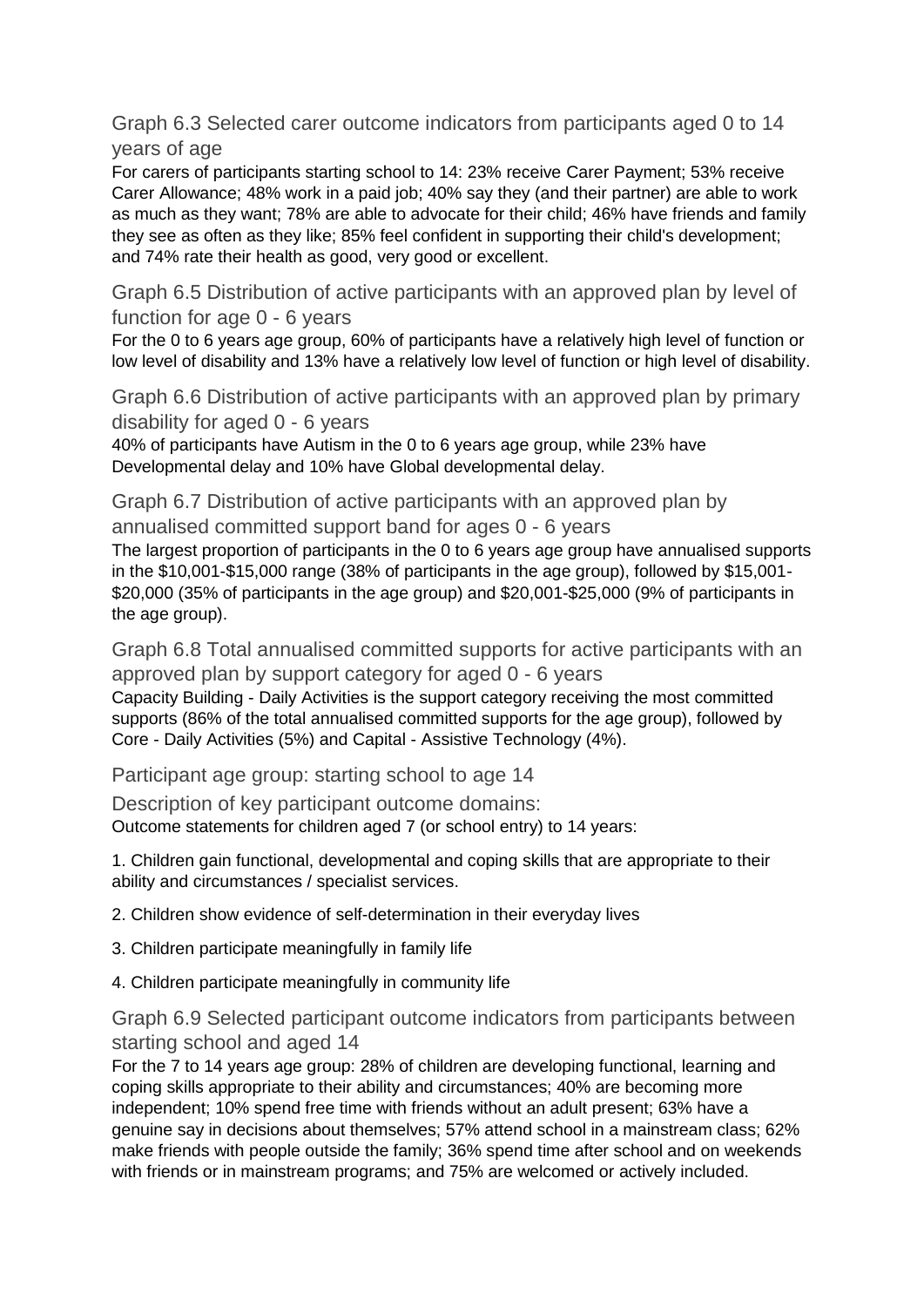### Graph 6.3 Selected carer outcome indicators from participants aged 0 to 14 years of age

For carers of participants starting school to 14: 23% receive Carer Payment; 53% receive Carer Allowance; 48% work in a paid job; 40% say they (and their partner) are able to work as much as they want; 78% are able to advocate for their child; 46% have friends and family they see as often as they like; 85% feel confident in supporting their child's development; and 74% rate their health as good, very good or excellent.

### Graph 6.5 Distribution of active participants with an approved plan by level of function for age 0 - 6 years

For the 0 to 6 years age group, 60% of participants have a relatively high level of function or low level of disability and 13% have a relatively low level of function or high level of disability.

### Graph 6.6 Distribution of active participants with an approved plan by primary disability for aged 0 - 6 years

40% of participants have Autism in the 0 to 6 years age group, while 23% have Developmental delay and 10% have Global developmental delay.

### Graph 6.7 Distribution of active participants with an approved plan by annualised committed support band for ages 0 - 6 years

The largest proportion of participants in the 0 to 6 years age group have annualised supports in the $10,001-$15,000 range (38% of participants in the age group), followed by $15,001-$20,000 (35% of participants in the age group) and $20,001-$25,000 (9% of participants in the age group).

### Graph 6.8 Total annualised committed supports for active participants with an approved plan by support category for aged 0 - 6 years

Capacity Building - Daily Activities is the support category receiving the most committed supports (86% of the total annualised committed supports for the age group), followed by Core - Daily Activities (5%) and Capital - Assistive Technology (4%).

### Participant age group: starting school to age 14

### Description of key participant outcome domains:

Outcome statements for children aged 7 (or school entry) to 14 years:

1. Children gain functional, developmental and coping skills that are appropriate to their ability and circumstances / specialist services.

2. Children show evidence of self-determination in their everyday lives

3. Children participate meaningfully in family life

4. Children participate meaningfully in community life

### Graph 6.9 Selected participant outcome indicators from participants between starting school and aged 14

For the 7 to 14 years age group: 28% of children are developing functional, learning and coping skills appropriate to their ability and circumstances; 40% are becoming more independent; 10% spend free time with friends without an adult present; 63% have a genuine say in decisions about themselves; 57% attend school in a mainstream class; 62% make friends with people outside the family; 36% spend time after school and on weekends with friends or in mainstream programs; and 75% are welcomed or actively included.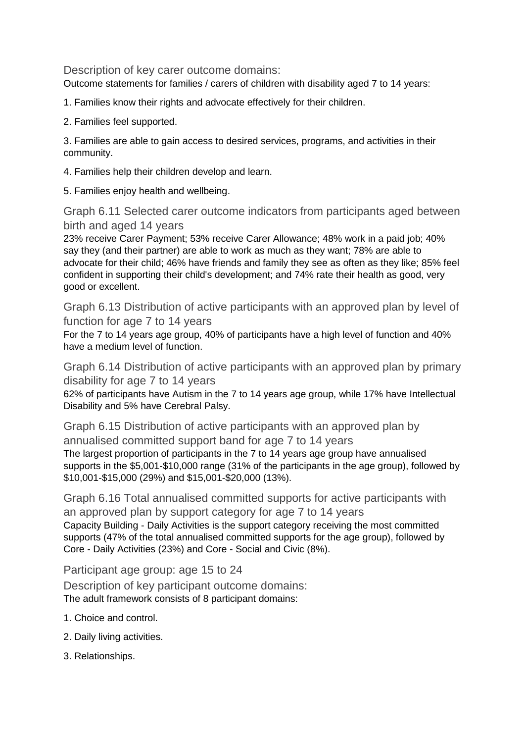### Description of key carer outcome domains:

Outcome statements for families / carers of children with disability aged 7 to 14 years:

1. Families know their rights and advocate effectively for their children.
2. Families feel supported.
3. Families are able to gain access to desired services, programs, and activities in their community.
4. Families help their children develop and learn.
5. Families enjoy health and wellbeing.

### Graph 6.11 Selected carer outcome indicators from participants aged between birth and aged 14 years

23% receive Carer Payment; 53% receive Carer Allowance; 48% work in a paid job; 40% say they (and their partner) are able to work as much as they want; 78% are able to advocate for their child; 46% have friends and family they see as often as they like; 85% feel confident in supporting their child's development; and 74% rate their health as good, very good or excellent.

### Graph 6.13 Distribution of active participants with an approved plan by level of function for age 7 to 14 years

For the 7 to 14 years age group, 40% of participants have a high level of function and 40% have a medium level of function.

### Graph 6.14 Distribution of active participants with an approved plan by primary disability for age 7 to 14 years

62% of participants have Autism in the 7 to 14 years age group, while 17% have Intellectual Disability and 5% have Cerebral Palsy.

### Graph 6.15 Distribution of active participants with an approved plan by annualised committed support band for age 7 to 14 years

The largest proportion of participants in the 7 to 14 years age group have annualised supports in the $5,001-$10,000 range (31% of the participants in the age group), followed by $10,001-$15,000 (29%) and $15,001-$20,000 (13%).

### Graph 6.16 Total annualised committed supports for active participants with an approved plan by support category for age 7 to 14 years

Capacity Building - Daily Activities is the support category receiving the most committed supports (47% of the total annualised committed supports for the age group), followed by Core - Daily Activities (23%) and Core - Social and Civic (8%).

### Participant age group: age 15 to 24

### Description of key participant outcome domains:

The adult framework consists of 8 participant domains:

1. Choice and control.
2. Daily living activities.
3. Relationships.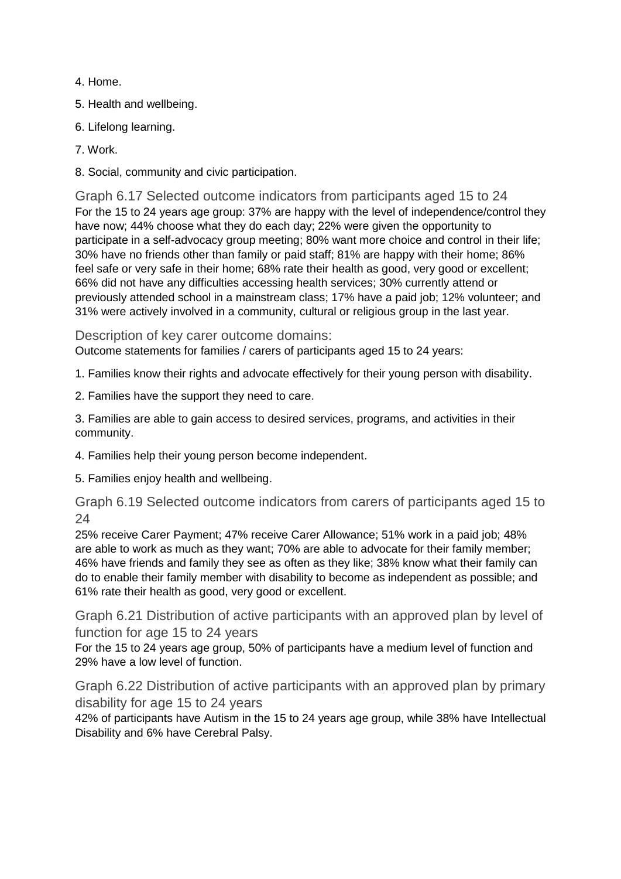4. Home.

5. Health and wellbeing.

6. Lifelong learning.

7. Work.

8. Social, community and civic participation.

### Graph 6.17 Selected outcome indicators from participants aged 15 to 24

For the 15 to 24 years age group: 37% are happy with the level of independence/control they have now; 44% choose what they do each day; 22% were given the opportunity to participate in a self-advocacy group meeting; 80% want more choice and control in their life; 30% have no friends other than family or paid staff; 81% are happy with their home; 86% feel safe or very safe in their home; 68% rate their health as good, very good or excellent; 66% did not have any difficulties accessing health services; 30% currently attend or previously attended school in a mainstream class; 17% have a paid job; 12% volunteer; and 31% were actively involved in a community, cultural or religious group in the last year.

### Description of key carer outcome domains:

Outcome statements for families / carers of participants aged 15 to 24 years:

1. Families know their rights and advocate effectively for their young person with disability.

2. Families have the support they need to care.

3. Families are able to gain access to desired services, programs, and activities in their community.

4. Families help their young person become independent.

5. Families enjoy health and wellbeing.

### Graph 6.19 Selected outcome indicators from carers of participants aged 15 to 24

25% receive Carer Payment; 47% receive Carer Allowance; 51% work in a paid job; 48% are able to work as much as they want; 70% are able to advocate for their family member; 46% have friends and family they see as often as they like; 38% know what their family can do to enable their family member with disability to become as independent as possible; and 61% rate their health as good, very good or excellent.

### Graph 6.21 Distribution of active participants with an approved plan by level of function for age 15 to 24 years

For the 15 to 24 years age group, 50% of participants have a medium level of function and 29% have a low level of function.

### Graph 6.22 Distribution of active participants with an approved plan by primary disability for age 15 to 24 years

42% of participants have Autism in the 15 to 24 years age group, while 38% have Intellectual Disability and 6% have Cerebral Palsy.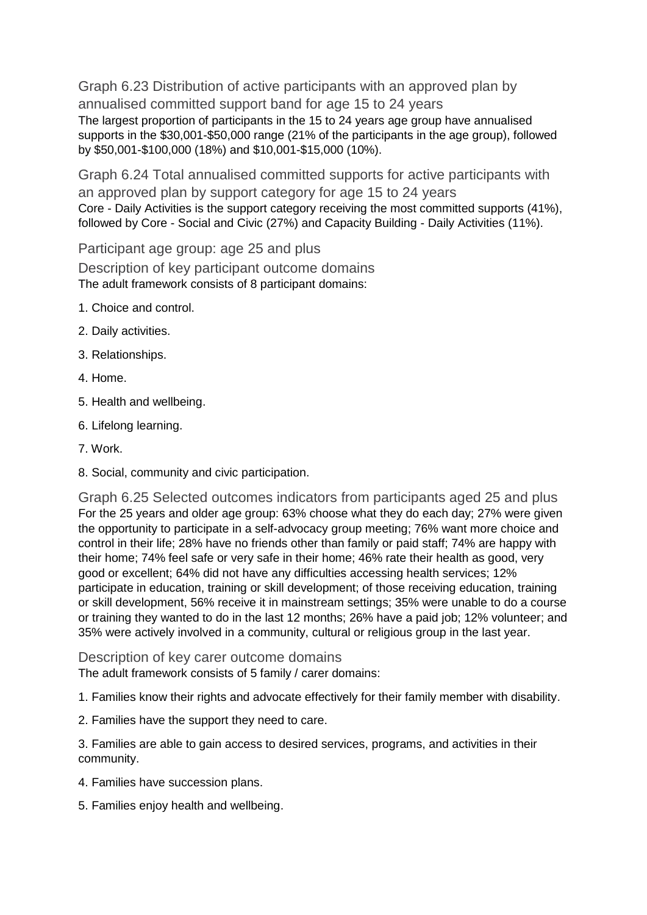### Graph 6.23 Distribution of active participants with an approved plan by annualised committed support band for age 15 to 24 years

The largest proportion of participants in the 15 to 24 years age group have annualised supports in the $30,001-$50,000 range (21% of the participants in the age group), followed by $50,001-$100,000 (18%) and $10,001-$15,000 (10%).

### Graph 6.24 Total annualised committed supports for active participants with an approved plan by support category for age 15 to 24 years

Core - Daily Activities is the support category receiving the most committed supports (41%), followed by Core - Social and Civic (27%) and Capacity Building - Daily Activities (11%).

## Participant age group: age 25 and plus

### Description of key participant outcome domains

The adult framework consists of 8 participant domains:

1. Choice and control.
2. Daily activities.
3. Relationships.
4. Home.
5. Health and wellbeing.
6. Lifelong learning.
7. Work.
8. Social, community and civic participation.

### Graph 6.25 Selected outcomes indicators from participants aged 25 and plus

For the 25 years and older age group: 63% choose what they do each day; 27% were given the opportunity to participate in a self-advocacy group meeting; 76% want more choice and control in their life; 28% have no friends other than family or paid staff; 74% are happy with their home; 74% feel safe or very safe in their home; 46% rate their health as good, very good or excellent; 64% did not have any difficulties accessing health services; 12% participate in education, training or skill development; of those receiving education, training or skill development, 56% receive it in mainstream settings; 35% were unable to do a course or training they wanted to do in the last 12 months; 26% have a paid job; 12% volunteer; and 35% were actively involved in a community, cultural or religious group in the last year.

### Description of key carer outcome domains

The adult framework consists of 5 family / carer domains:

1. Families know their rights and advocate effectively for their family member with disability.
2. Families have the support they need to care.
3. Families are able to gain access to desired services, programs, and activities in their community.
4. Families have succession plans.
5. Families enjoy health and wellbeing.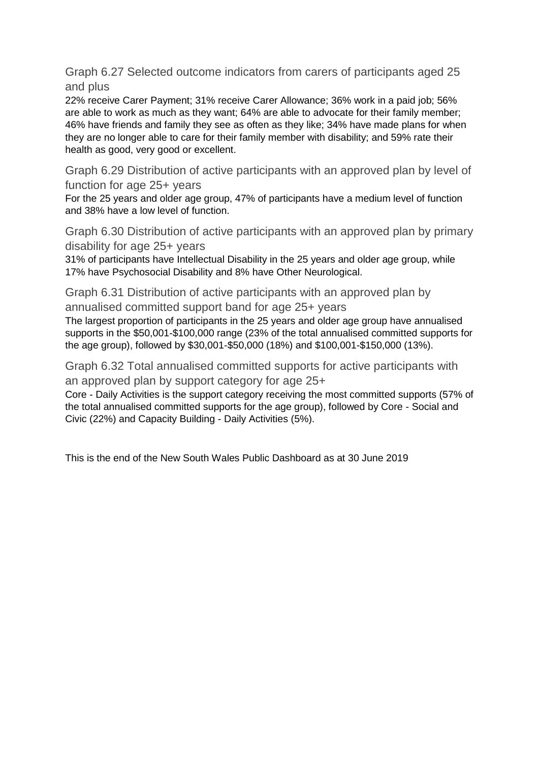### Graph 6.27 Selected outcome indicators from carers of participants aged 25 and plus

22% receive Carer Payment; 31% receive Carer Allowance; 36% work in a paid job; 56% are able to work as much as they want; 64% are able to advocate for their family member; 46% have friends and family they see as often as they like; 34% have made plans for when they are no longer able to care for their family member with disability; and 59% rate their health as good, very good or excellent.

### Graph 6.29 Distribution of active participants with an approved plan by level of function for age 25+ years

For the 25 years and older age group, 47% of participants have a medium level of function and 38% have a low level of function.

### Graph 6.30 Distribution of active participants with an approved plan by primary disability for age 25+ years

31% of participants have Intellectual Disability in the 25 years and older age group, while 17% have Psychosocial Disability and 8% have Other Neurological.

### Graph 6.31 Distribution of active participants with an approved plan by annualised committed support band for age 25+ years

The largest proportion of participants in the 25 years and older age group have annualised supports in the $50,001-$100,000 range (23% of the total annualised committed supports for the age group), followed by $30,001-$50,000 (18%) and $100,001-$150,000 (13%).

### Graph 6.32 Total annualised committed supports for active participants with an approved plan by support category for age 25+

Core - Daily Activities is the support category receiving the most committed supports (57% of the total annualised committed supports for the age group), followed by Core - Social and Civic (22%) and Capacity Building - Daily Activities (5%).

This is the end of the New South Wales Public Dashboard as at 30 June 2019